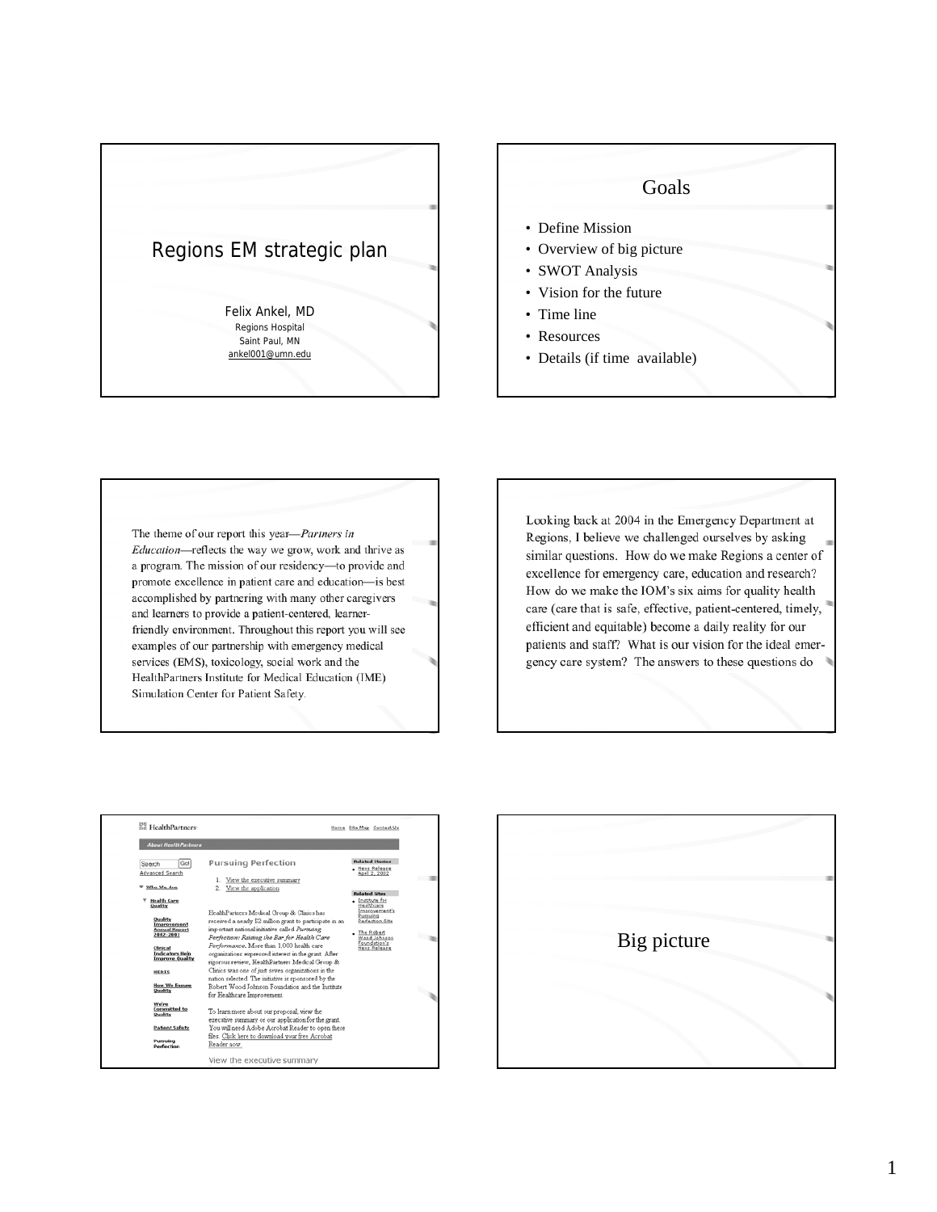# Regions EM strategic plan

Felix Ankel, MD
Regions Hospital
Saint Paul, MN
ankel001@umn.edu

## Goals

- Define Mission
- Overview of big picture
- SWOT Analysis
- Vision for the future
- Time line
- Resources
- Details (if time available)

The theme of our report this year—*Partners in Education*—reflects the way we grow, work and thrive as a program. The mission of our residency—to provide and promote excellence in patient care and education—is best accomplished by partnering with many other caregivers and learners to provide a patient-centered, learner-friendly environment. Throughout this report you will see examples of our partnership with emergency medical services (EMS), toxicology, social work and the HealthPartners Institute for Medical Education (IME) Simulation Center for Patient Safety.

Looking back at 2004 in the Emergency Department at Regions, I believe we challenged ourselves by asking similar questions. How do we make Regions a center of excellence for emergency care, education and research? How do we make the IOM's six aims for quality health care (care that is safe, effective, patient-centered, timely, efficient and equitable) become a daily reality for our patients and staff? What is our vision for the ideal emergency care system? The answers to these questions do

HealthPartners

About HealthPartners

Home Site Map Contact Us

Search Go!
Advanced Search

Who We Are

Health Care Quality

Quality Improvement Annual Report 2002-2003

Clinical Indicators Help Improve Quality

HEDIS

How We Ensure Quality

We're Committed to Quality

Patient Safety

Pursuing Perfection

### Pursuing Perfection

1. View the executive summary
2. View the application

HealthPartners Medical Group & Clinics has received a nearly $2 million grant to participate in an important national initiative called *Pursuing Perfection: Raising the Bar for Health Care Performance*. More than 1,000 health care organizations expressed interest in the grant. After rigorous review, HealthPartners Medical Group & Clinics was one of just seven organizations in the nation selected. The initiative is sponsored by the Robert Wood Johnson Foundation and the Institute for Healthcare Improvement.

To learn more about our proposal, view the executive summary or our application for the grant. You will need Adobe Acrobat Reader to open these files. Click here to download your free Acrobat Reader now.

View the executive summary

Related Stories
- News Release April 2, 2002

Related Sites
- Institute for Healthcare Improvement's Pursuing Perfection Site
- The Robert Wood Johnson Foundation's News Release

## Big picture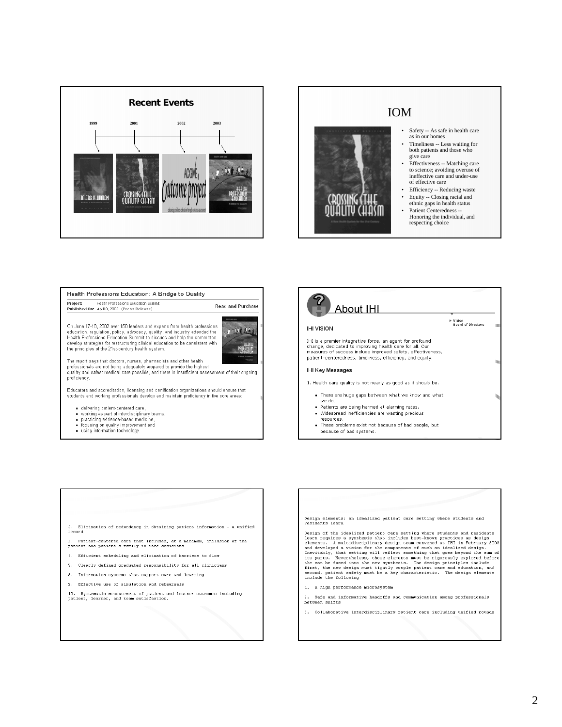## Recent Events

1999 — 2001 — 2002 — 2003

TO ERR IS HUMAN — CROSSING THE QUALITY CHASM — ACGME Outcome project — HEALTH PROFESSIONS EDUCATION: A BRIDGE TO QUALITY

## IOM

- Safety -- As safe in health care as in our homes
- Timeliness -- Less waiting for both patients and those who give care
- Effectiveness -- Matching care to science; avoiding overuse of ineffective care and under-use of effective care
- Efficiency -- Reducing waste
- Equity -- Closing racial and ethnic gaps in health status
- Patient Centeredness -- Honoring the individual, and respecting choice

## Health Professions Education: A Bridge to Quality

**Project:** Health Professions Education Summit
**Published On:** April 8, 2003 (Press Release)

Read and Purchase

On June 17-18, 2002 over 150 leaders and experts from health professions education, regulation, policy, advocacy, quality, and industry attended the Health Professions Education Summit to discuss and help the committee develop strategies for restructuring clinical education to be consistent with the principles of the 21st-century health system.

The report says that doctors, nurses, pharmacists and other health professionals are not being adequately prepared to provide the highest quality and safest medical care possible, and there is insufficient assessment of their ongoing proficiency.

Educators and accreditation, licensing and certification organizations should ensure that students and working professionals develop and maintain proficiency in five core areas:

- delivering patient-centered care,
- working as part of interdisciplinary teams,
- practicing evidence-based medicine,
- focusing on quality improvement and
- using information technology.

## About IHI

▸ Vision
Board of Directors

### IHI VISION

IHI is a premier integrative force, an agent for profound change, dedicated to improving health care for all. Our measures of success include improved safety, effectiveness, patient-centeredness, timeliness, efficiency, and equity.

### IHI Key Messages

1. Health care quality is not nearly as good as it should be.

- There are huge gaps between what we know and what we do.
- Patients are being harmed at alarming rates.
- Widespread inefficiencies are wasting precious resources.
- These problems exist not because of bad people, but because of bad systems.

Design elements: an idealized patient care setting where students and residents learn

Design of the idealized patient care setting where students and residents learn requires a synthesis that includes best-known practices as design elements. A multidisciplinary design team convened at IHI in February 2003 and developed a vision for the components of such an idealized design. Inevitably, that setting will reflect something that goes beyond the sum of its parts. Nevertheless, those elements must be rigorously explored before the can be fused into the new synthesis. The design principles include first, the new design must tightly couple patient care and education, and second, patient safety must be a key characteristic. The design elements include the following

1. A high performance microsystem

2. Safe and informative handoffs and communication among professionals between shifts

3. Collaborative interdisciplinary patient care including unified rounds

4. Elimination of redundancy in obtaining patient information – a unified record

5. Patient-centered care that includes, at a minimum, inclusion of the patient and patient's family in care decisions

6. Efficient scheduling and elimination of barriers to flow

7. Clearly defined graduated responsibility for all clinicians

8. Information systems that support care and learning

9. Effective use of simulation and rehearsals

10. Systematic measurement of patient and learner outcomes including patient, learner, and team satisfaction.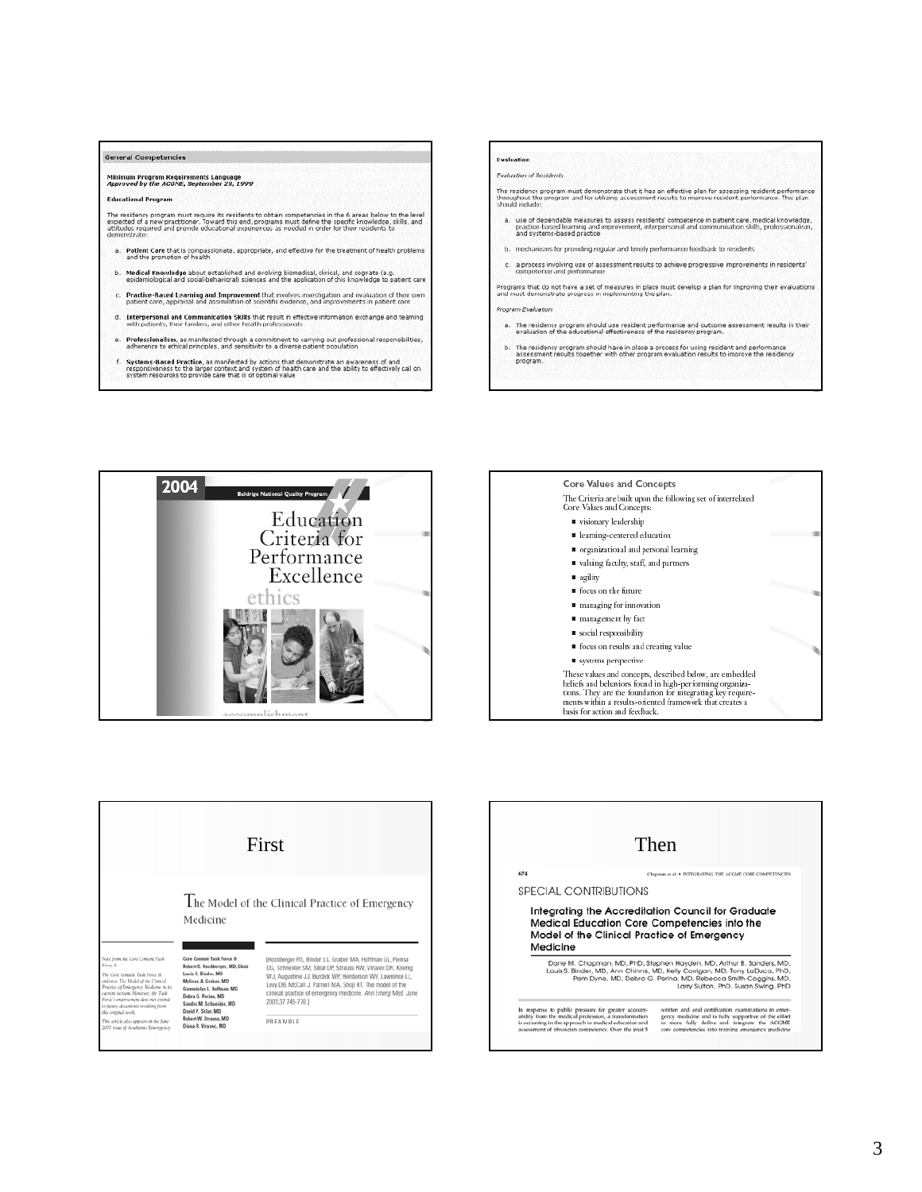## General Competencies

**Minimum Program Requirements Language**
***Approved by the ACGME, September 28, 1999***

**Educational Program**

The residency program must require its residents to obtain competencies in the 6 areas below to the level expected of a new practitioner. Toward this end, programs must define the specific knowledge, skills, and attitudes required and provide educational experiences as needed in order for their residents to demonstrate:

a. **Patient Care** that is compassionate, appropriate, and effective for the treatment of health problems and the promotion of health

b. **Medical Knowledge** about established and evolving biomedical, clinical, and cognate (e.g. epidemiological and social-behavioral) sciences and the application of this knowledge to patient care

c. **Practice-Based Learning and Improvement** that involves investigation and evaluation of their own patient care, appraisal and assimilation of scientific evidence, and improvements in patient care

d. **Interpersonal and Communication Skills** that result in effective information exchange and teaming with patients, their families, and other health professionals

e. **Professionalism**, as manifested through a commitment to carrying out professional responsibilities, adherence to ethical principles, and sensitivity to a diverse patient population

f. **Systems-Based Practice**, as manifested by actions that demonstrate an awareness of and responsiveness to the larger context and system of health care and the ability to effectively call on system resources to provide care that is of optimal value

## Evaluation

*Evaluation of Residents*

The residency program must demonstrate that it has an effective plan for assessing resident performance throughout the program and for utilizing assessment results to improve resident performance. This plan should include:

a. use of dependable measures to assess residents' competence in patient care, medical knowledge, practice-based learning and improvement, interpersonal and communication skills, professionalism, and systems-based practice

b. mechanisms for providing regular and timely performance feedback to residents

c. a process involving use of assessment results to achieve progressive improvements in residents' competence and performance

Programs that do not have a set of measures in place must develop a plan for improving their evaluations and must demonstrate progress in implementing the plan.

*Program Evaluation*

a. The residency program should use resident performance and outcome assessment results in their evaluation of the educational effectiveness of the residency program.

b. The residency program should have in place a process for using resident and performance assessment results together with other program evaluation results to improve the residency program.

## 2004 Baldrige National Quality Program

# Education Criteria for Performance Excellence

ethics

accomplishment

## Core Values and Concepts

The Criteria are built upon the following set of interrelated Core Values and Concepts:

- visionary leadership
- learning-centered education
- organizational and personal learning
- valuing faculty, staff, and partners
- agility
- focus on the future
- managing for innovation
- management by fact
- social responsibility
- focus on results and creating value
- systems perspective

These values and concepts, described below, are embedded beliefs and behaviors found in high-performing organizations. They are the foundation for integrating key requirements within a results-oriented framework that creates a basis for action and feedback.

## First

The Model of the Clinical Practice of Emergency Medicine

*Note from the Core Content Task Force II:*

*The Core Content Task Force II endorses The Model of the Clinical Practice of Emergency Medicine in its current version. However, the Task Force's endorsement does not extend to future documents resulting from this original work.*

*This article also appears in the June 2001 issue of Academic Emergency*

**Core Content Task Force II**
**Robert S. Hockberger, MD, Chair**
**Louis S. Binder, MD**
**Mylissa A. Graber, MD**
**Gwendolyn L. Hoffman, MD**
**Debra G. Perina, MD**
**Sandra M. Schneider, MD**
**David P. Sklar, MD**
**Robert W. Strauss, MD**
**Diana R. Viravec, MD**

[Hockberger RS, Binder LS, Graber MA, Hoffman GL, Perina DG, Schneider SM, Sklar DP, Strauss RW, Viravec DR, Koenig WJ, Augustine JJ, Burdick WP, Henderson WV, Lawrence LL, Levy DB, McCall J, Parnell MA, Shoji KT. The model of the clinical practice of emergency medicine. *Ann Emerg Med.* June 2001;37:745-770.]

PREAMBLE

## Then

674 Chapman et al. • INTEGRATING THE ACGME CORE COMPETENCIES

SPECIAL CONTRIBUTIONS

**Integrating the Accreditation Council for Graduate Medical Education Core Competencies into the Model of the Clinical Practice of Emergency Medicine**

Dane M. Chapman, MD, PhD, Stephen Hayden, MD, Arthur B. Sanders, MD, Louis S. Binder, MD, Ann Chinnis, MD, Kelly Corrigan, MD, Tony LaDuca, PhD, Pam Dyne, MD, Debra G. Perina, MD, Rebecca Smith-Coggins, MD, Larry Sulton, PhD, Susan Swing, PhD

In response to public pressure for greater accountability from the medical profession, a transformation is occurring in the approach to medical education and assessment of physician competency. Over the past 5 ... written and oral certification examinations in emergency medicine and is fully supportive of the effort to more fully define and integrate the ACGME core competencies into training emergency medicine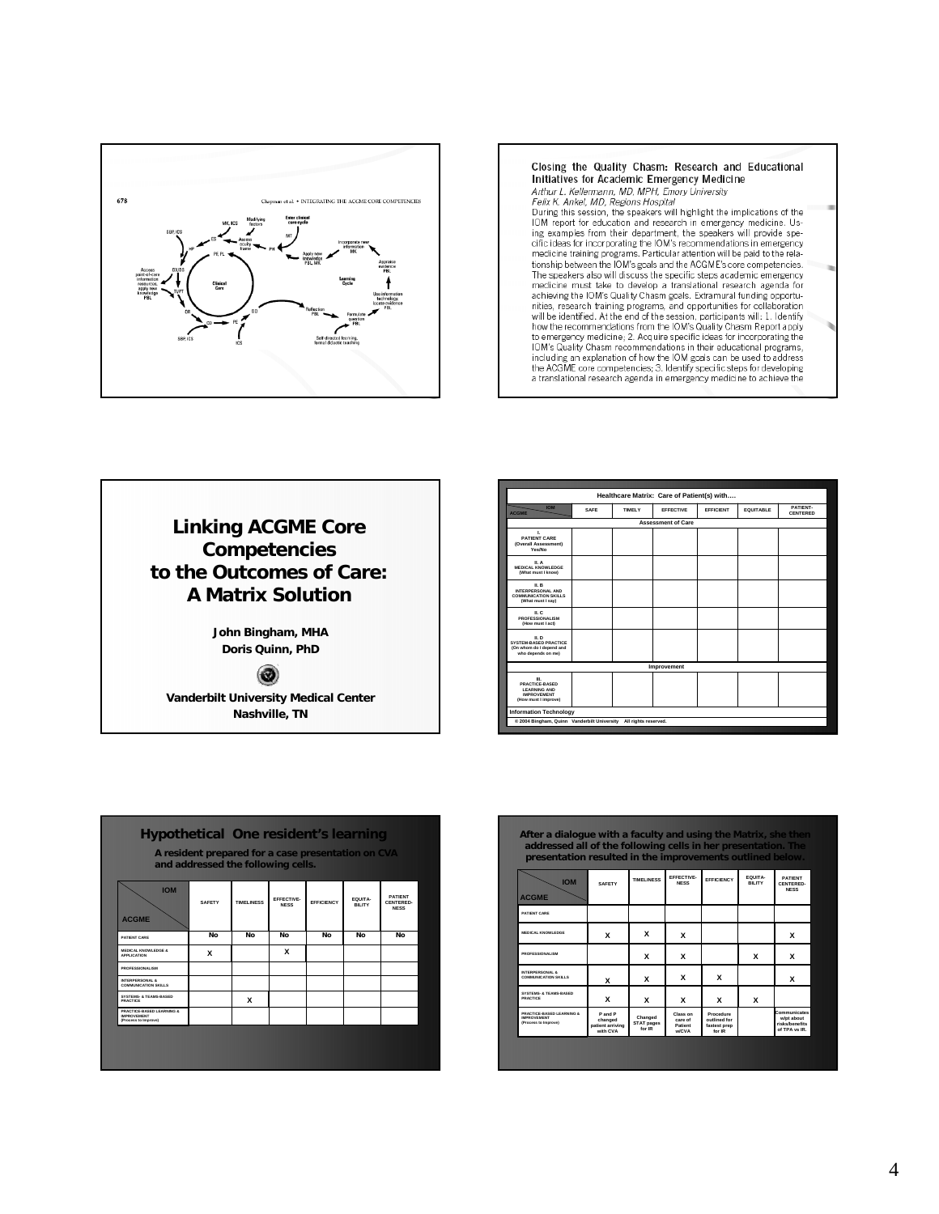678 Chapman et al. • INTEGRATING THE ACGME CORE COMPETENCIES

Closing the Quality Chasm: Research and Educational Initiatives for Academic Emergency Medicine

*Arthur L. Kellermann, MD, MPH, Emory University*
*Felix K. Ankel, MD, Regions Hospital*

During this session, the speakers will highlight the implications of the IOM report for education and research in emergency medicine. Using examples from their department, the speakers will provide specific ideas for incorporating the IOM's recommendations in emergency medicine training programs. Particular attention will be paid to the relationship between the IOM's goals and the ACGME's core competencies. The speakers also will discuss the specific steps academic emergency medicine must take to develop a translational research agenda for achieving the IOM's Quality Chasm goals. Extramural funding opportunities, research training programs, and opportunities for collaboration will be identified. At the end of the session, participants will: 1. Identify how the recommendations from the IOM's Quality Chasm Report apply to emergency medicine; 2. Acquire specific ideas for incorporating the IOM's Quality Chasm recommendations in their educational programs, including an explanation of how the IOM goals can be used to address the ACGME core competencies; 3. Identify specific steps for developing a translational research agenda in emergency medicine to achieve the

# Linking ACGME Core Competencies to the Outcomes of Care: A Matrix Solution

**John Bingham, MHA**
**Doris Quinn, PhD**

**Vanderbilt University Medical Center**
**Nashville, TN**

**Healthcare Matrix: Care of Patient(s) with….**

| IOM / ACGME | SAFE | TIMELY | EFFECTIVE | EFFICIENT | EQUITABLE | PATIENT-CENTERED |
|---|---|---|---|---|---|---|
| **Assessment of Care** | | | | | | |
| I. PATIENT CARE (Overall Assessment) Yes/No | | | | | | |
| II. A MEDICAL KNOWLEDGE (What must I know) | | | | | | |
| II. B INTERPERSONAL AND COMMUNICATION SKILLS (What must I say) | | | | | | |
| II. C PROFESSIONALISM (How must I act) | | | | | | |
| II. D SYSTEM-BASED PRACTICE (On whom do I depend and who depends on me) | | | | | | |
| **Improvement** | | | | | | |
| III. PRACTICE-BASED LEARNING AND IMPROVEMENT (How must I improve) | | | | | | |
| Information Technology | | | | | | |

© 2004 Bingham, Quinn Vanderbilt University All rights reserved.

## Hypothetical One resident's learning

**A resident prepared for a case presentation on CVA and addressed the following cells.**

| IOM / ACGME | SAFETY | TIMELINESS | EFFECTIVE-NESS | EFFICIENCY | EQUITA-BILITY | PATIENT CENTERED-NESS |
|---|---|---|---|---|---|---|
| PATIENT CARE | No | No | No | No | No | No |
| MEDICAL KNOWLEDGE & APPLICATION | X | | X | | | |
| PROFESSIONALISM | | | | | | |
| INTERPERSONAL & COMMUNICATION SKILLS | | | | | | |
| SYSTEMS- & TEAMS-BASED PRACTICE | | X | | | | |
| PRACTICE-BASED LEARNING & IMPROVEMENT (Process to Improve) | | | | | | |

**After a dialogue with a faculty and using the Matrix, she then addressed all of the following cells in her presentation. The presentation resulted in the improvements outlined below.**

| IOM / ACGME | SAFETY | TIMELINESS | EFFECTIVE-NESS | EFFICIENCY | EQUITA-BILITY | PATIENT CENTERED-NESS |
|---|---|---|---|---|---|---|
| PATIENT CARE | | | | | | |
| MEDICAL KNOWLEDGE | X | X | X | | | X |
| PROFESSIONALISM | | X | X | | X | X |
| INTERPERSONAL & COMMUNICATION SKILLS | X | X | X | X | | X |
| SYSTEMS- & TEAMS-BASED PRACTICE | X | X | X | X | X | |
| PRACTICE-BASED LEARNING & IMPROVEMENT (Process to Improve) | P and P changed patient arriving with CVA | Changed STAT pages for IR | Class on care of Patient w/CVA | Procedure outlined for fastest prep for IR | | Communicates w/pt about risks/benefits of TPA vs IR. |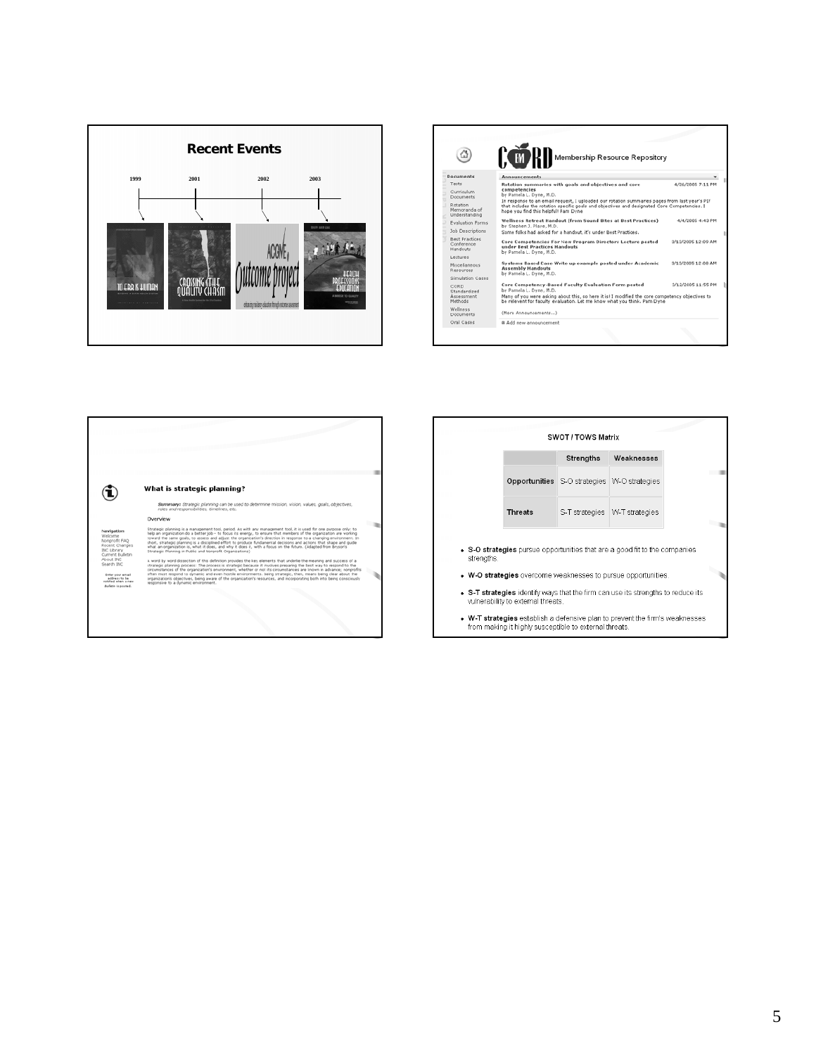## Recent Events

1999

2001

2002

2003

Membership Resource Repository

**Documents**

- Tests
- Curriculum Documents
- Rotation Memoranda of Understanding
- Evaluation Forms
- Job Descriptions
- Best Practices Conference Handouts
- Lectures
- Miscellaneous Resources
- Simulation Cases
- CORD Standardized Assessment Methods
- Wellness Documents
- Oral Cases

**Announcements**

**Rotation summaries with goals and objectives and core competencies** 4/26/2005 7:11 PM
by Pamela L. Dyne, M.D.
In response to an email request, I uploaded our rotation summaries pages from last year's PIF that includes the rotation specific goals and objectives and designated Core Competencies. I hope you find this helpful! Pam Dyne

**Wellness Retreat Handout (from Sound Bites at Best Practices)** 4/4/2005 4:43 PM
by Stephen J. Playe, M.D.
Some folks had asked for a handout, it's under Best Practices.

**Core Competencies For New Program Directors Lecture posted under Best Practices Handouts** 3/15/2005 12:09 AM
by Pamela L. Dyne, M.D.

**Systems Based Case Write up example posted under Academic Assembly Handouts** 3/15/2005 12:08 AM
by Pamela L. Dyne, M.D.

**Core Competency-Based Faculty Evaluation Form posted** 3/12/2005 11:55 PM
by Pamela L. Dyne, M.D.
Many of you were asking about this, so here it is! I modified the core competency objectives to be relevant for faculty evaluation. Let me know what you think. Pam Dyne

(More Announcements...)

Add new announcement

### What is strategic planning?

*Summary: Strategic planning can be used to determine mission, vision, values, goals, objectives, roles and responsibilities, timelines, etc.*

**Overview**

Strategic planning is a management tool, period. As with any management tool, it is used for one purpose only: to help an organization do a better job – to focus its energy, to ensure that members of the organization are working toward the same goals, to assess and adjust the organization's direction in response to a changing environment. In short, strategic planning is a disciplined effort to produce fundamental decisions and actions that shape and guide what an organization is, what it does, and why it does it, with a focus on the future. (Adapted from Bryson's Strategic Planning in Public and Nonprofit Organizations)

A word by word dissection of this definition provides the key elements that underlie the meaning and success of a strategic planning process: The process is strategic because it involves preparing the best way to respond to the circumstances of the organization's environment, whether or not its circumstances are known in advance; nonprofits often must respond to dynamic and even hostile environments. Being strategic, then, means being clear about the organization's objectives, being aware of the organization's resources, and incorporating both into being consciously responsive to a dynamic environment.

**Navigation**
Welcome
Nonprofit FAQ
Recent Changes
INC Library
Current Bulletin
About INC
Search INC

Enter your email address to be notified when a new Bulletin is posted.

### SWOT / TOWS Matrix

| | Strengths | Weaknesses |
|---|---|---|
| Opportunities | S-O strategies | W-O strategies |
| Threats | S-T strategies | W-T strategies |

- **S-O strategies** pursue opportunities that are a good fit to the companies strengths.
- **W-O strategies** overcome weaknesses to pursue opportunities.
- **S-T strategies** identify ways that the firm can use its strengths to reduce its vulnerability to external threats.
- **W-T strategies** establish a defensive plan to prevent the firm's weaknesses from making it highly susceptible to external threats.